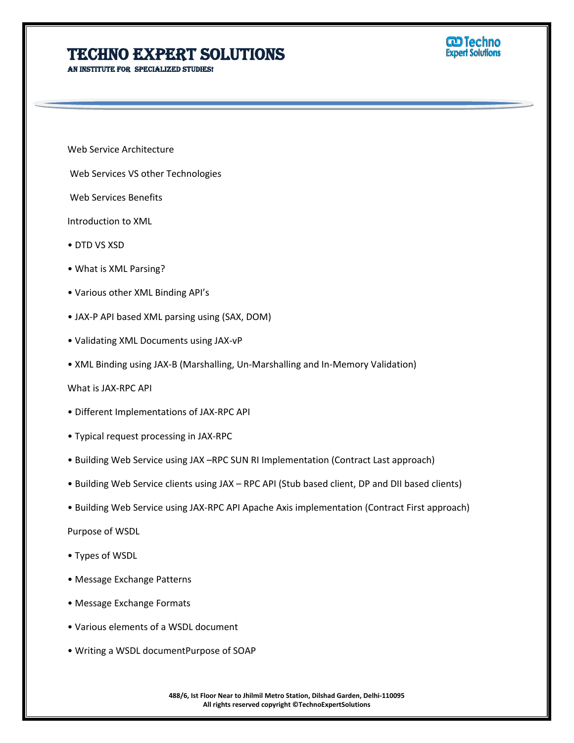Web Service Architecture

Web Services VS other Technologies

Web Services Benefits

Introduction to XML

- DTD VS XSD
- What is XML Parsing?
- Various other XML Binding API's
- JAX-P API based XML parsing using (SAX, DOM)
- Validating XML Documents using JAX-vP
- XML Binding using JAX-B (Marshalling, Un-Marshalling and In-Memory Validation)

What is JAX-RPC API

- Different Implementations of JAX-RPC API
- Typical request processing in JAX-RPC
- Building Web Service using JAX –RPC SUN RI Implementation (Contract Last approach)
- Building Web Service clients using JAX – RPC API (Stub based client, DP and DII based clients)
- Building Web Service using JAX-RPC API Apache Axis implementation (Contract First approach)

Purpose of WSDL

- Types of WSDL
- Message Exchange Patterns
- Message Exchange Formats
- Various elements of a WSDL document
- Writing a WSDL documentPurpose of SOAP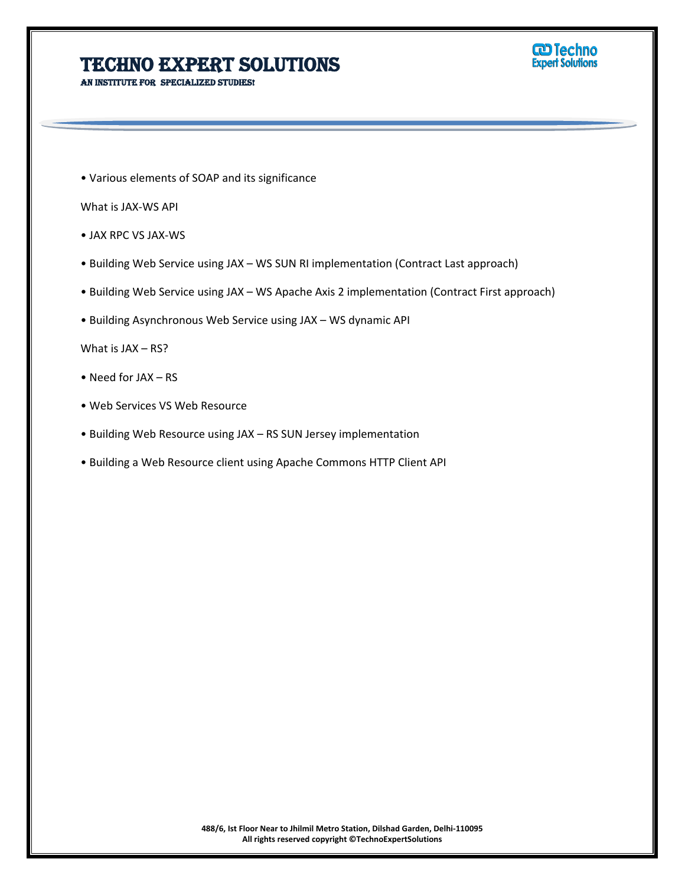- Various elements of SOAP and its significance

What is JAX-WS API

- JAX RPC VS JAX-WS
- Building Web Service using JAX – WS SUN RI implementation (Contract Last approach)
- Building Web Service using JAX – WS Apache Axis 2 implementation (Contract First approach)
- Building Asynchronous Web Service using JAX – WS dynamic API

What is JAX – RS?

- Need for JAX – RS
- Web Services VS Web Resource
- Building Web Resource using JAX – RS SUN Jersey implementation
- Building a Web Resource client using Apache Commons HTTP Client API